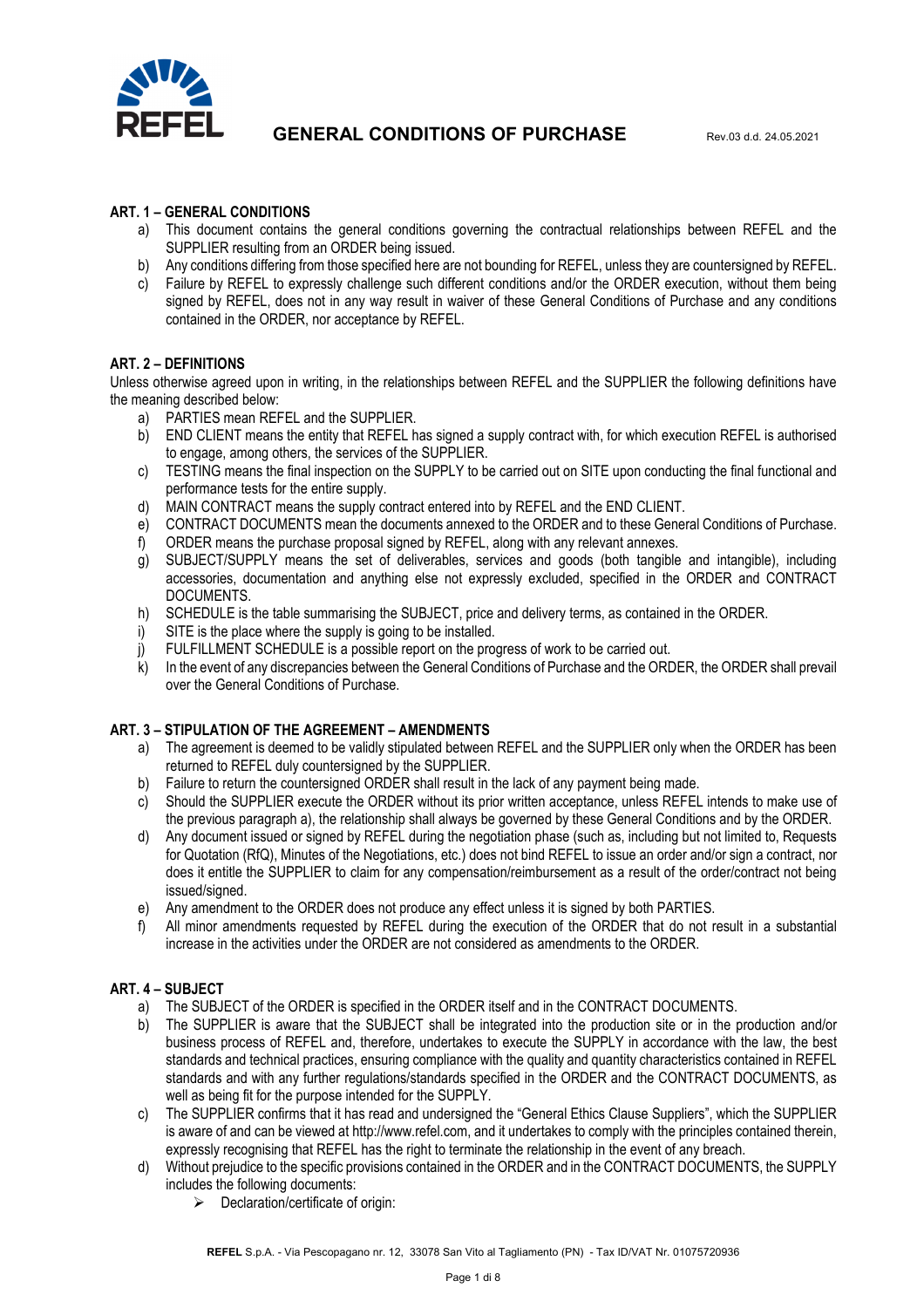# GENERAL CONDITIONS OF PURCHASE

Rev.03 d.d. 24.05.2021

## ART. 1 – GENERAL CONDITIONS

a) This document contains the general conditions governing the contractual relationships between REFEL and the SUPPLIER resulting from an ORDER being issued.
b) Any conditions differing from those specified here are not bounding for REFEL, unless they are countersigned by REFEL.
c) Failure by REFEL to expressly challenge such different conditions and/or the ORDER execution, without them being signed by REFEL, does not in any way result in waiver of these General Conditions of Purchase and any conditions contained in the ORDER, nor acceptance by REFEL.

## ART. 2 – DEFINITIONS

Unless otherwise agreed upon in writing, in the relationships between REFEL and the SUPPLIER the following definitions have the meaning described below:

a) PARTIES mean REFEL and the SUPPLIER.
b) END CLIENT means the entity that REFEL has signed a supply contract with, for which execution REFEL is authorised to engage, among others, the services of the SUPPLIER.
c) TESTING means the final inspection on the SUPPLY to be carried out on SITE upon conducting the final functional and performance tests for the entire supply.
d) MAIN CONTRACT means the supply contract entered into by REFEL and the END CLIENT.
e) CONTRACT DOCUMENTS mean the documents annexed to the ORDER and to these General Conditions of Purchase.
f) ORDER means the purchase proposal signed by REFEL, along with any relevant annexes.
g) SUBJECT/SUPPLY means the set of deliverables, services and goods (both tangible and intangible), including accessories, documentation and anything else not expressly excluded, specified in the ORDER and CONTRACT DOCUMENTS.
h) SCHEDULE is the table summarising the SUBJECT, price and delivery terms, as contained in the ORDER.
i) SITE is the place where the supply is going to be installed.
j) FULFILLMENT SCHEDULE is a possible report on the progress of work to be carried out.
k) In the event of any discrepancies between the General Conditions of Purchase and the ORDER, the ORDER shall prevail over the General Conditions of Purchase.

## ART. 3 – STIPULATION OF THE AGREEMENT – AMENDMENTS

a) The agreement is deemed to be validly stipulated between REFEL and the SUPPLIER only when the ORDER has been returned to REFEL duly countersigned by the SUPPLIER.
b) Failure to return the countersigned ORDER shall result in the lack of any payment being made.
c) Should the SUPPLIER execute the ORDER without its prior written acceptance, unless REFEL intends to make use of the previous paragraph a), the relationship shall always be governed by these General Conditions and by the ORDER.
d) Any document issued or signed by REFEL during the negotiation phase (such as, including but not limited to, Requests for Quotation (RfQ), Minutes of the Negotiations, etc.) does not bind REFEL to issue an order and/or sign a contract, nor does it entitle the SUPPLIER to claim for any compensation/reimbursement as a result of the order/contract not being issued/signed.
e) Any amendment to the ORDER does not produce any effect unless it is signed by both PARTIES.
f) All minor amendments requested by REFEL during the execution of the ORDER that do not result in a substantial increase in the activities under the ORDER are not considered as amendments to the ORDER.

## ART. 4 – SUBJECT

a) The SUBJECT of the ORDER is specified in the ORDER itself and in the CONTRACT DOCUMENTS.
b) The SUPPLIER is aware that the SUBJECT shall be integrated into the production site or in the production and/or business process of REFEL and, therefore, undertakes to execute the SUPPLY in accordance with the law, the best standards and technical practices, ensuring compliance with the quality and quantity characteristics contained in REFEL standards and with any further regulations/standards specified in the ORDER and the CONTRACT DOCUMENTS, as well as being fit for the purpose intended for the SUPPLY.
c) The SUPPLIER confirms that it has read and undersigned the "General Ethics Clause Suppliers", which the SUPPLIER is aware of and can be viewed at http://www.refel.com, and it undertakes to comply with the principles contained therein, expressly recognising that REFEL has the right to terminate the relationship in the event of any breach.
d) Without prejudice to the specific provisions contained in the ORDER and in the CONTRACT DOCUMENTS, the SUPPLY includes the following documents:
   - Declaration/certificate of origin:

REFEL S.p.A. - Via Pescopagano nr. 12, 33078 San Vito al Tagliamento (PN) - Tax ID/VAT Nr. 01075720936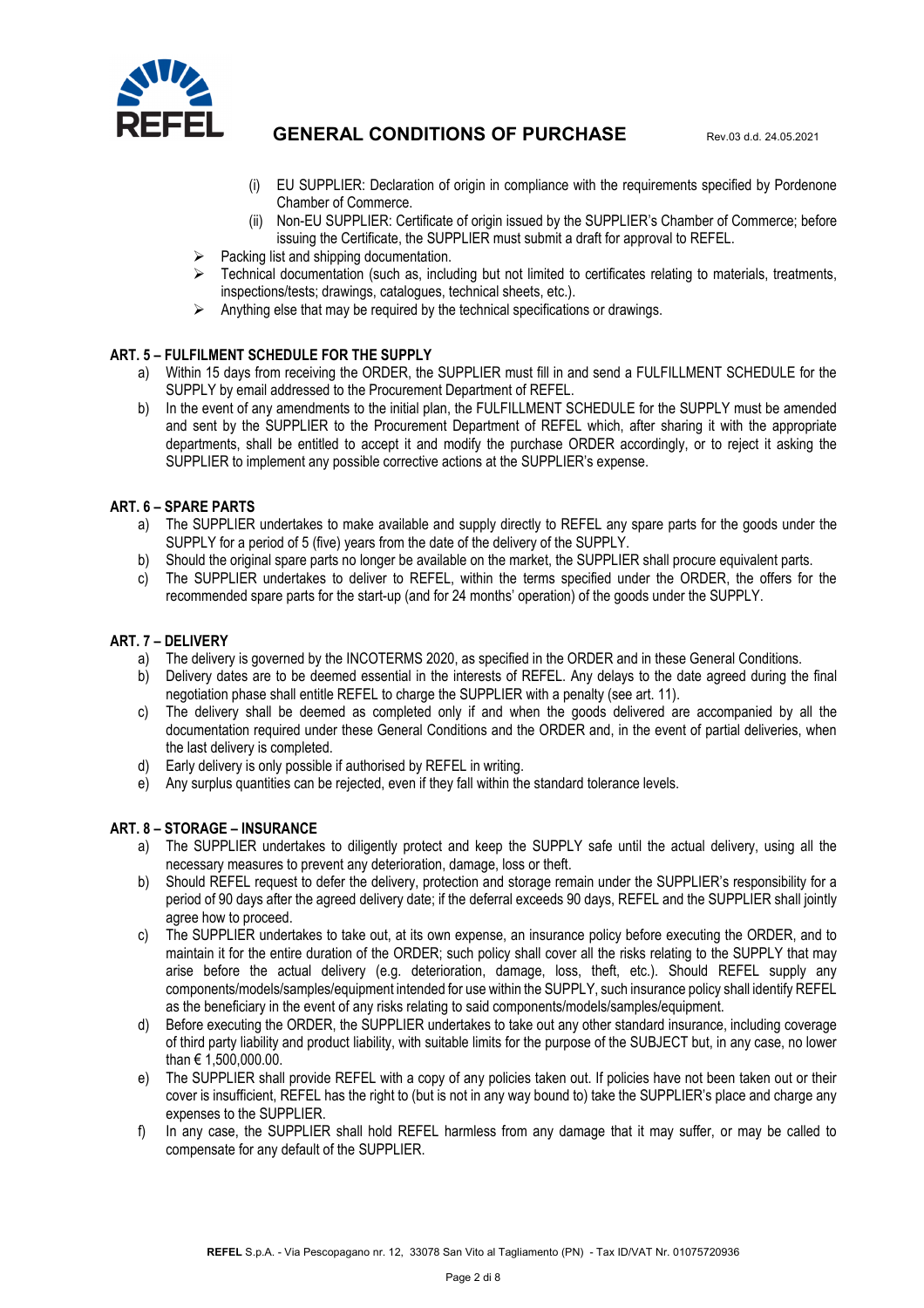- (i) EU SUPPLIER: Declaration of origin in compliance with the requirements specified by Pordenone Chamber of Commerce.
   - (ii) Non-EU SUPPLIER: Certificate of origin issued by the SUPPLIER's Chamber of Commerce; before issuing the Certificate, the SUPPLIER must submit a draft for approval to REFEL.
- Packing list and shipping documentation.
- Technical documentation (such as, including but not limited to certificates relating to materials, treatments, inspections/tests; drawings, catalogues, technical sheets, etc.).
- Anything else that may be required by the technical specifications or drawings.

### ART. 5 – FULFILMENT SCHEDULE FOR THE SUPPLY

a) Within 15 days from receiving the ORDER, the SUPPLIER must fill in and send a FULFILLMENT SCHEDULE for the SUPPLY by email addressed to the Procurement Department of REFEL.

b) In the event of any amendments to the initial plan, the FULFILLMENT SCHEDULE for the SUPPLY must be amended and sent by the SUPPLIER to the Procurement Department of REFEL which, after sharing it with the appropriate departments, shall be entitled to accept it and modify the purchase ORDER accordingly, or to reject it asking the SUPPLIER to implement any possible corrective actions at the SUPPLIER's expense.

### ART. 6 – SPARE PARTS

a) The SUPPLIER undertakes to make available and supply directly to REFEL any spare parts for the goods under the SUPPLY for a period of 5 (five) years from the date of the delivery of the SUPPLY.

b) Should the original spare parts no longer be available on the market, the SUPPLIER shall procure equivalent parts.

c) The SUPPLIER undertakes to deliver to REFEL, within the terms specified under the ORDER, the offers for the recommended spare parts for the start-up (and for 24 months' operation) of the goods under the SUPPLY.

### ART. 7 – DELIVERY

a) The delivery is governed by the INCOTERMS 2020, as specified in the ORDER and in these General Conditions.

b) Delivery dates are to be deemed essential in the interests of REFEL. Any delays to the date agreed during the final negotiation phase shall entitle REFEL to charge the SUPPLIER with a penalty (see art. 11).

c) The delivery shall be deemed as completed only if and when the goods delivered are accompanied by all the documentation required under these General Conditions and the ORDER and, in the event of partial deliveries, when the last delivery is completed.

d) Early delivery is only possible if authorised by REFEL in writing.

e) Any surplus quantities can be rejected, even if they fall within the standard tolerance levels.

### ART. 8 – STORAGE – INSURANCE

a) The SUPPLIER undertakes to diligently protect and keep the SUPPLY safe until the actual delivery, using all the necessary measures to prevent any deterioration, damage, loss or theft.

b) Should REFEL request to defer the delivery, protection and storage remain under the SUPPLIER's responsibility for a period of 90 days after the agreed delivery date; if the deferral exceeds 90 days, REFEL and the SUPPLIER shall jointly agree how to proceed.

c) The SUPPLIER undertakes to take out, at its own expense, an insurance policy before executing the ORDER, and to maintain it for the entire duration of the ORDER; such policy shall cover all the risks relating to the SUPPLY that may arise before the actual delivery (e.g. deterioration, damage, loss, theft, etc.). Should REFEL supply any components/models/samples/equipment intended for use within the SUPPLY, such insurance policy shall identify REFEL as the beneficiary in the event of any risks relating to said components/models/samples/equipment.

d) Before executing the ORDER, the SUPPLIER undertakes to take out any other standard insurance, including coverage of third party liability and product liability, with suitable limits for the purpose of the SUBJECT but, in any case, no lower than € 1,500,000.00.

e) The SUPPLIER shall provide REFEL with a copy of any policies taken out. If policies have not been taken out or their cover is insufficient, REFEL has the right to (but is not in any way bound to) take the SUPPLIER's place and charge any expenses to the SUPPLIER.

f) In any case, the SUPPLIER shall hold REFEL harmless from any damage that it may suffer, or may be called to compensate for any default of the SUPPLIER.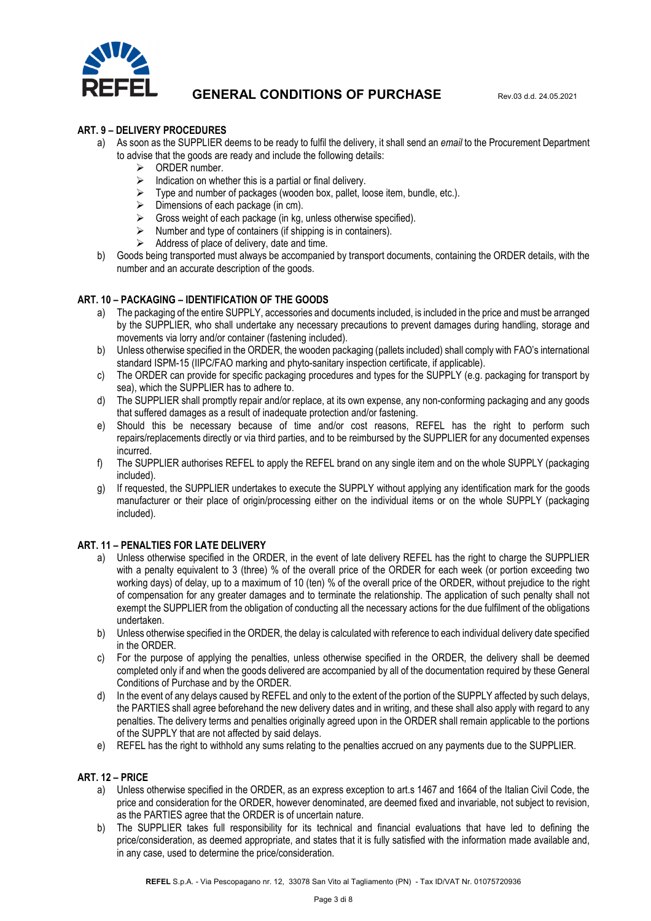### ART. 9 – DELIVERY PROCEDURES

a) As soon as the SUPPLIER deems to be ready to fulfil the delivery, it shall send an *email* to the Procurement Department to advise that the goods are ready and include the following details:
   - ORDER number.
   - Indication on whether this is a partial or final delivery.
   - Type and number of packages (wooden box, pallet, loose item, bundle, etc.).
   - Dimensions of each package (in cm).
   - Gross weight of each package (in kg, unless otherwise specified).
   - Number and type of containers (if shipping is in containers).
   - Address of place of delivery, date and time.

b) Goods being transported must always be accompanied by transport documents, containing the ORDER details, with the number and an accurate description of the goods.

### ART. 10 – PACKAGING – IDENTIFICATION OF THE GOODS

a) The packaging of the entire SUPPLY, accessories and documents included, is included in the price and must be arranged by the SUPPLIER, who shall undertake any necessary precautions to prevent damages during handling, storage and movements via lorry and/or container (fastening included).

b) Unless otherwise specified in the ORDER, the wooden packaging (pallets included) shall comply with FAO's international standard ISPM-15 (IIPC/FAO marking and phyto-sanitary inspection certificate, if applicable).

c) The ORDER can provide for specific packaging procedures and types for the SUPPLY (e.g. packaging for transport by sea), which the SUPPLIER has to adhere to.

d) The SUPPLIER shall promptly repair and/or replace, at its own expense, any non-conforming packaging and any goods that suffered damages as a result of inadequate protection and/or fastening.

e) Should this be necessary because of time and/or cost reasons, REFEL has the right to perform such repairs/replacements directly or via third parties, and to be reimbursed by the SUPPLIER for any documented expenses incurred.

f) The SUPPLIER authorises REFEL to apply the REFEL brand on any single item and on the whole SUPPLY (packaging included).

g) If requested, the SUPPLIER undertakes to execute the SUPPLY without applying any identification mark for the goods manufacturer or their place of origin/processing either on the individual items or on the whole SUPPLY (packaging included).

### ART. 11 – PENALTIES FOR LATE DELIVERY

a) Unless otherwise specified in the ORDER, in the event of late delivery REFEL has the right to charge the SUPPLIER with a penalty equivalent to 3 (three) % of the overall price of the ORDER for each week (or portion exceeding two working days) of delay, up to a maximum of 10 (ten) % of the overall price of the ORDER, without prejudice to the right of compensation for any greater damages and to terminate the relationship. The application of such penalty shall not exempt the SUPPLIER from the obligation of conducting all the necessary actions for the due fulfilment of the obligations undertaken.

b) Unless otherwise specified in the ORDER, the delay is calculated with reference to each individual delivery date specified in the ORDER.

c) For the purpose of applying the penalties, unless otherwise specified in the ORDER, the delivery shall be deemed completed only if and when the goods delivered are accompanied by all of the documentation required by these General Conditions of Purchase and by the ORDER.

d) In the event of any delays caused by REFEL and only to the extent of the portion of the SUPPLY affected by such delays, the PARTIES shall agree beforehand the new delivery dates and in writing, and these shall also apply with regard to any penalties. The delivery terms and penalties originally agreed upon in the ORDER shall remain applicable to the portions of the SUPPLY that are not affected by said delays.

e) REFEL has the right to withhold any sums relating to the penalties accrued on any payments due to the SUPPLIER.

### ART. 12 – PRICE

a) Unless otherwise specified in the ORDER, as an express exception to art.s 1467 and 1664 of the Italian Civil Code, the price and consideration for the ORDER, however denominated, are deemed fixed and invariable, not subject to revision, as the PARTIES agree that the ORDER is of uncertain nature.

b) The SUPPLIER takes full responsibility for its technical and financial evaluations that have led to defining the price/consideration, as deemed appropriate, and states that it is fully satisfied with the information made available and, in any case, used to determine the price/consideration.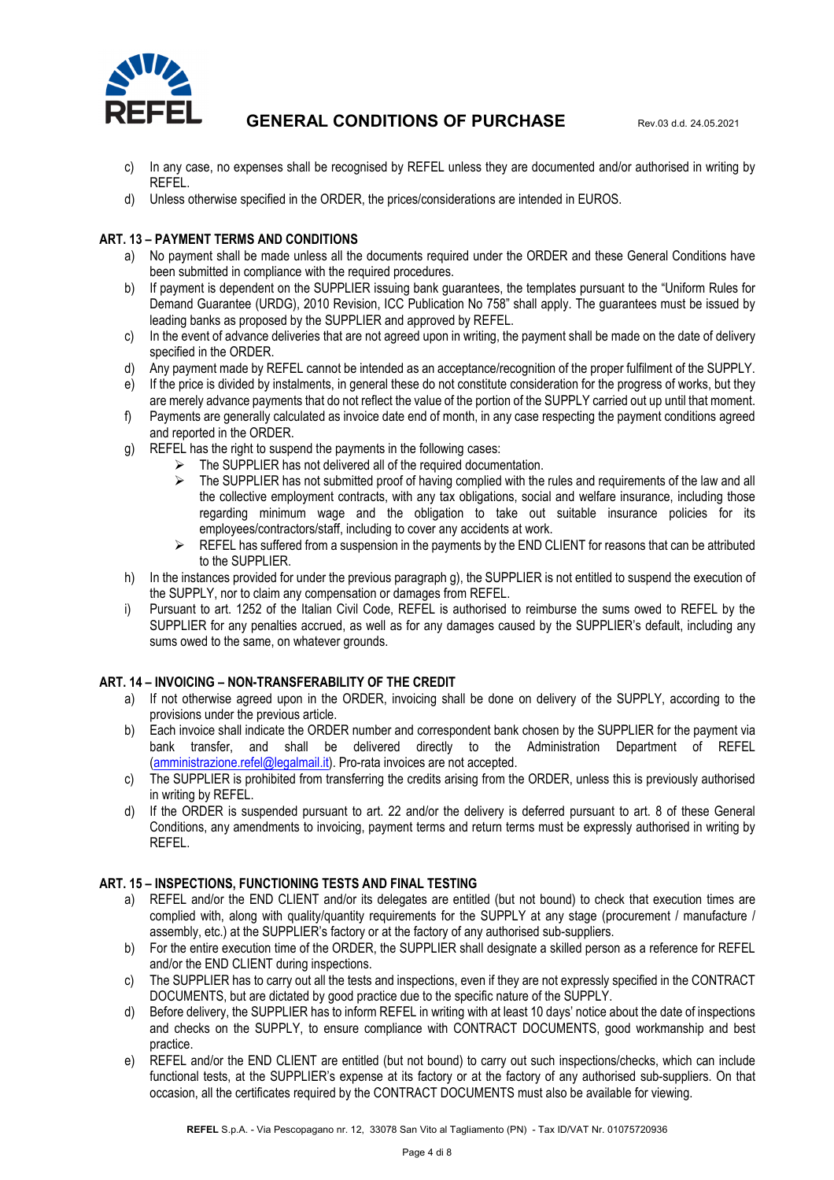c) In any case, no expenses shall be recognised by REFEL unless they are documented and/or authorised in writing by REFEL.

d) Unless otherwise specified in the ORDER, the prices/considerations are intended in EUROS.

### ART. 13 – PAYMENT TERMS AND CONDITIONS

a) No payment shall be made unless all the documents required under the ORDER and these General Conditions have been submitted in compliance with the required procedures.

b) If payment is dependent on the SUPPLIER issuing bank guarantees, the templates pursuant to the "Uniform Rules for Demand Guarantee (URDG), 2010 Revision, ICC Publication No 758" shall apply. The guarantees must be issued by leading banks as proposed by the SUPPLIER and approved by REFEL.

c) In the event of advance deliveries that are not agreed upon in writing, the payment shall be made on the date of delivery specified in the ORDER.

d) Any payment made by REFEL cannot be intended as an acceptance/recognition of the proper fulfilment of the SUPPLY.

e) If the price is divided by instalments, in general these do not constitute consideration for the progress of works, but they are merely advance payments that do not reflect the value of the portion of the SUPPLY carried out up until that moment.

f) Payments are generally calculated as invoice date end of month, in any case respecting the payment conditions agreed and reported in the ORDER.

g) REFEL has the right to suspend the payments in the following cases:
   - The SUPPLIER has not delivered all of the required documentation.
   - The SUPPLIER has not submitted proof of having complied with the rules and requirements of the law and all the collective employment contracts, with any tax obligations, social and welfare insurance, including those regarding minimum wage and the obligation to take out suitable insurance policies for its employees/contractors/staff, including to cover any accidents at work.
   - REFEL has suffered from a suspension in the payments by the END CLIENT for reasons that can be attributed to the SUPPLIER.

h) In the instances provided for under the previous paragraph g), the SUPPLIER is not entitled to suspend the execution of the SUPPLY, nor to claim any compensation or damages from REFEL.

i) Pursuant to art. 1252 of the Italian Civil Code, REFEL is authorised to reimburse the sums owed to REFEL by the SUPPLIER for any penalties accrued, as well as for any damages caused by the SUPPLIER's default, including any sums owed to the same, on whatever grounds.

### ART. 14 – INVOICING – NON-TRANSFERABILITY OF THE CREDIT

a) If not otherwise agreed upon in the ORDER, invoicing shall be done on delivery of the SUPPLY, according to the provisions under the previous article.

b) Each invoice shall indicate the ORDER number and correspondent bank chosen by the SUPPLIER for the payment via bank transfer, and shall be delivered directly to the Administration Department of REFEL (amministrazione.refel@legalmail.it). Pro-rata invoices are not accepted.

c) The SUPPLIER is prohibited from transferring the credits arising from the ORDER, unless this is previously authorised in writing by REFEL.

d) If the ORDER is suspended pursuant to art. 22 and/or the delivery is deferred pursuant to art. 8 of these General Conditions, any amendments to invoicing, payment terms and return terms must be expressly authorised in writing by REFEL.

### ART. 15 – INSPECTIONS, FUNCTIONING TESTS AND FINAL TESTING

a) REFEL and/or the END CLIENT and/or its delegates are entitled (but not bound) to check that execution times are complied with, along with quality/quantity requirements for the SUPPLY at any stage (procurement / manufacture / assembly, etc.) at the SUPPLIER's factory or at the factory of any authorised sub-suppliers.

b) For the entire execution time of the ORDER, the SUPPLIER shall designate a skilled person as a reference for REFEL and/or the END CLIENT during inspections.

c) The SUPPLIER has to carry out all the tests and inspections, even if they are not expressly specified in the CONTRACT DOCUMENTS, but are dictated by good practice due to the specific nature of the SUPPLY.

d) Before delivery, the SUPPLIER has to inform REFEL in writing with at least 10 days' notice about the date of inspections and checks on the SUPPLY, to ensure compliance with CONTRACT DOCUMENTS, good workmanship and best practice.

e) REFEL and/or the END CLIENT are entitled (but not bound) to carry out such inspections/checks, which can include functional tests, at the SUPPLIER's expense at its factory or at the factory of any authorised sub-suppliers. On that occasion, all the certificates required by the CONTRACT DOCUMENTS must also be available for viewing.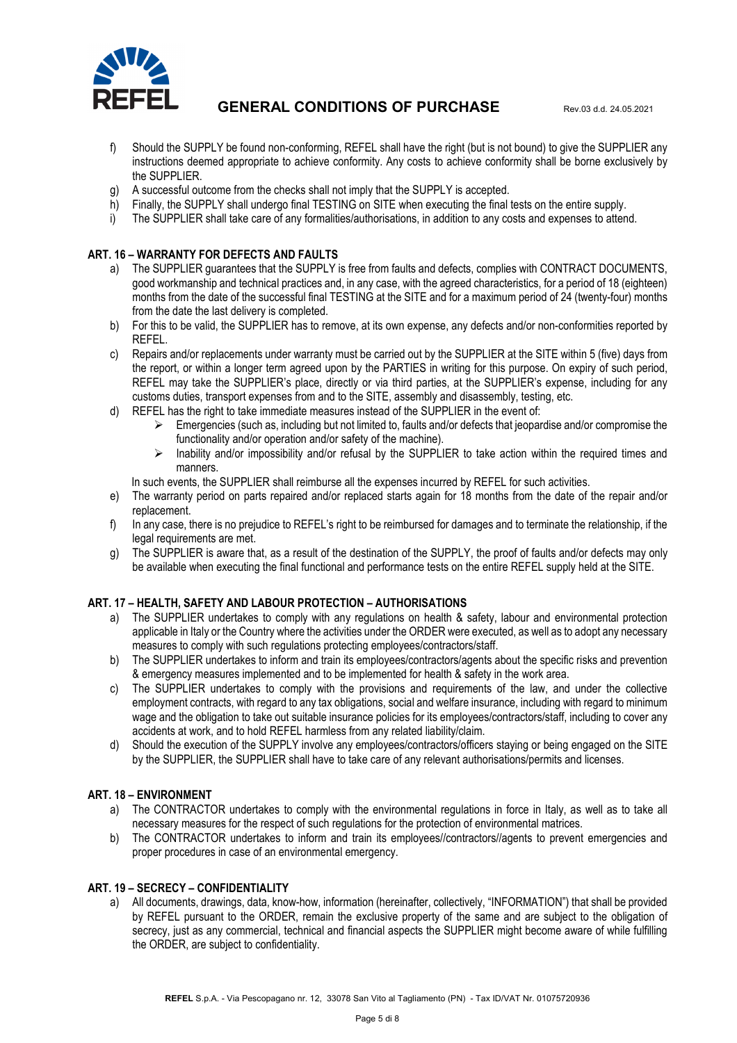f) Should the SUPPLY be found non-conforming, REFEL shall have the right (but is not bound) to give the SUPPLIER any instructions deemed appropriate to achieve conformity. Any costs to achieve conformity shall be borne exclusively by the SUPPLIER.
g) A successful outcome from the checks shall not imply that the SUPPLY is accepted.
h) Finally, the SUPPLY shall undergo final TESTING on SITE when executing the final tests on the entire supply.
i) The SUPPLIER shall take care of any formalities/authorisations, in addition to any costs and expenses to attend.

**ART. 16 – WARRANTY FOR DEFECTS AND FAULTS**

a) The SUPPLIER guarantees that the SUPPLY is free from faults and defects, complies with CONTRACT DOCUMENTS, good workmanship and technical practices and, in any case, with the agreed characteristics, for a period of 18 (eighteen) months from the date of the successful final TESTING at the SITE and for a maximum period of 24 (twenty-four) months from the date the last delivery is completed.
b) For this to be valid, the SUPPLIER has to remove, at its own expense, any defects and/or non-conformities reported by REFEL.
c) Repairs and/or replacements under warranty must be carried out by the SUPPLIER at the SITE within 5 (five) days from the report, or within a longer term agreed upon by the PARTIES in writing for this purpose. On expiry of such period, REFEL may take the SUPPLIER's place, directly or via third parties, at the SUPPLIER's expense, including for any customs duties, transport expenses from and to the SITE, assembly and disassembly, testing, etc.
d) REFEL has the right to take immediate measures instead of the SUPPLIER in the event of:
   - Emergencies (such as, including but not limited to, faults and/or defects that jeopardise and/or compromise the functionality and/or operation and/or safety of the machine).
   - Inability and/or impossibility and/or refusal by the SUPPLIER to take action within the required times and manners.

   In such events, the SUPPLIER shall reimburse all the expenses incurred by REFEL for such activities.
e) The warranty period on parts repaired and/or replaced starts again for 18 months from the date of the repair and/or replacement.
f) In any case, there is no prejudice to REFEL's right to be reimbursed for damages and to terminate the relationship, if the legal requirements are met.
g) The SUPPLIER is aware that, as a result of the destination of the SUPPLY, the proof of faults and/or defects may only be available when executing the final functional and performance tests on the entire REFEL supply held at the SITE.

**ART. 17 – HEALTH, SAFETY AND LABOUR PROTECTION – AUTHORISATIONS**

a) The SUPPLIER undertakes to comply with any regulations on health & safety, labour and environmental protection applicable in Italy or the Country where the activities under the ORDER were executed, as well as to adopt any necessary measures to comply with such regulations protecting employees/contractors/staff.
b) The SUPPLIER undertakes to inform and train its employees/contractors/agents about the specific risks and prevention & emergency measures implemented and to be implemented for health & safety in the work area.
c) The SUPPLIER undertakes to comply with the provisions and requirements of the law, and under the collective employment contracts, with regard to any tax obligations, social and welfare insurance, including with regard to minimum wage and the obligation to take out suitable insurance policies for its employees/contractors/staff, including to cover any accidents at work, and to hold REFEL harmless from any related liability/claim.
d) Should the execution of the SUPPLY involve any employees/contractors/officers staying or being engaged on the SITE by the SUPPLIER, the SUPPLIER shall have to take care of any relevant authorisations/permits and licenses.

**ART. 18 – ENVIRONMENT**

a) The CONTRACTOR undertakes to comply with the environmental regulations in force in Italy, as well as to take all necessary measures for the respect of such regulations for the protection of environmental matrices.
b) The CONTRACTOR undertakes to inform and train its employees//contractors//agents to prevent emergencies and proper procedures in case of an environmental emergency.

**ART. 19 – SECRECY – CONFIDENTIALITY**

a) All documents, drawings, data, know-how, information (hereinafter, collectively, "INFORMATION") that shall be provided by REFEL pursuant to the ORDER, remain the exclusive property of the same and are subject to the obligation of secrecy, just as any commercial, technical and financial aspects the SUPPLIER might become aware of while fulfilling the ORDER, are subject to confidentiality.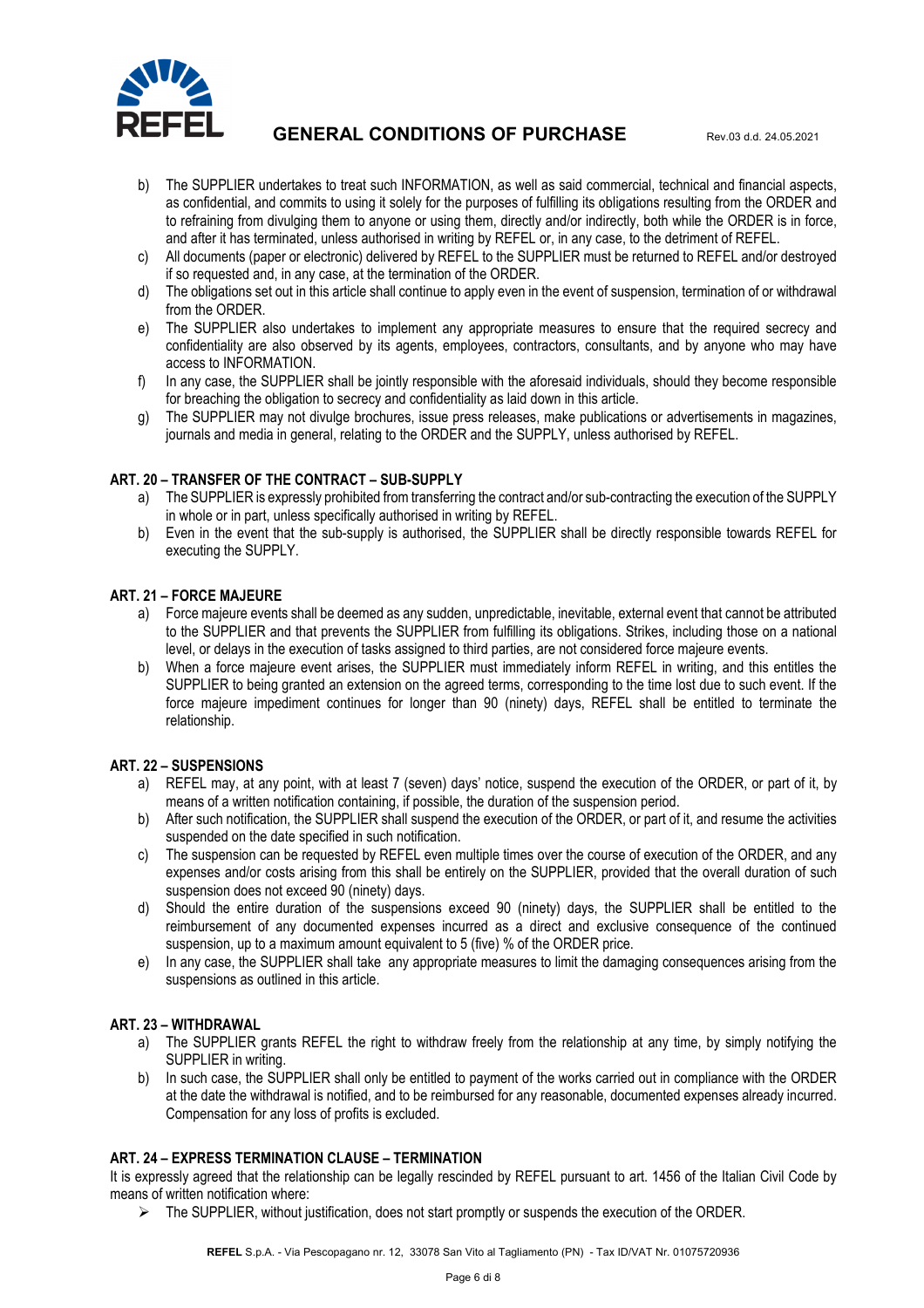b) The SUPPLIER undertakes to treat such INFORMATION, as well as said commercial, technical and financial aspects, as confidential, and commits to using it solely for the purposes of fulfilling its obligations resulting from the ORDER and to refraining from divulging them to anyone or using them, directly and/or indirectly, both while the ORDER is in force, and after it has terminated, unless authorised in writing by REFEL or, in any case, to the detriment of REFEL.

c) All documents (paper or electronic) delivered by REFEL to the SUPPLIER must be returned to REFEL and/or destroyed if so requested and, in any case, at the termination of the ORDER.

d) The obligations set out in this article shall continue to apply even in the event of suspension, termination of or withdrawal from the ORDER.

e) The SUPPLIER also undertakes to implement any appropriate measures to ensure that the required secrecy and confidentiality are also observed by its agents, employees, contractors, consultants, and by anyone who may have access to INFORMATION.

f) In any case, the SUPPLIER shall be jointly responsible with the aforesaid individuals, should they become responsible for breaching the obligation to secrecy and confidentiality as laid down in this article.

g) The SUPPLIER may not divulge brochures, issue press releases, make publications or advertisements in magazines, journals and media in general, relating to the ORDER and the SUPPLY, unless authorised by REFEL.

## ART. 20 – TRANSFER OF THE CONTRACT – SUB-SUPPLY

a) The SUPPLIER is expressly prohibited from transferring the contract and/or sub-contracting the execution of the SUPPLY in whole or in part, unless specifically authorised in writing by REFEL.

b) Even in the event that the sub-supply is authorised, the SUPPLIER shall be directly responsible towards REFEL for executing the SUPPLY.

## ART. 21 – FORCE MAJEURE

a) Force majeure events shall be deemed as any sudden, unpredictable, inevitable, external event that cannot be attributed to the SUPPLIER and that prevents the SUPPLIER from fulfilling its obligations. Strikes, including those on a national level, or delays in the execution of tasks assigned to third parties, are not considered force majeure events.

b) When a force majeure event arises, the SUPPLIER must immediately inform REFEL in writing, and this entitles the SUPPLIER to being granted an extension on the agreed terms, corresponding to the time lost due to such event. If the force majeure impediment continues for longer than 90 (ninety) days, REFEL shall be entitled to terminate the relationship.

## ART. 22 – SUSPENSIONS

a) REFEL may, at any point, with at least 7 (seven) days' notice, suspend the execution of the ORDER, or part of it, by means of a written notification containing, if possible, the duration of the suspension period.

b) After such notification, the SUPPLIER shall suspend the execution of the ORDER, or part of it, and resume the activities suspended on the date specified in such notification.

c) The suspension can be requested by REFEL even multiple times over the course of execution of the ORDER, and any expenses and/or costs arising from this shall be entirely on the SUPPLIER, provided that the overall duration of such suspension does not exceed 90 (ninety) days.

d) Should the entire duration of the suspensions exceed 90 (ninety) days, the SUPPLIER shall be entitled to the reimbursement of any documented expenses incurred as a direct and exclusive consequence of the continued suspension, up to a maximum amount equivalent to 5 (five) % of the ORDER price.

e) In any case, the SUPPLIER shall take any appropriate measures to limit the damaging consequences arising from the suspensions as outlined in this article.

## ART. 23 – WITHDRAWAL

a) The SUPPLIER grants REFEL the right to withdraw freely from the relationship at any time, by simply notifying the SUPPLIER in writing.

b) In such case, the SUPPLIER shall only be entitled to payment of the works carried out in compliance with the ORDER at the date the withdrawal is notified, and to be reimbursed for any reasonable, documented expenses already incurred. Compensation for any loss of profits is excluded.

## ART. 24 – EXPRESS TERMINATION CLAUSE – TERMINATION

It is expressly agreed that the relationship can be legally rescinded by REFEL pursuant to art. 1456 of the Italian Civil Code by means of written notification where:

- The SUPPLIER, without justification, does not start promptly or suspends the execution of the ORDER.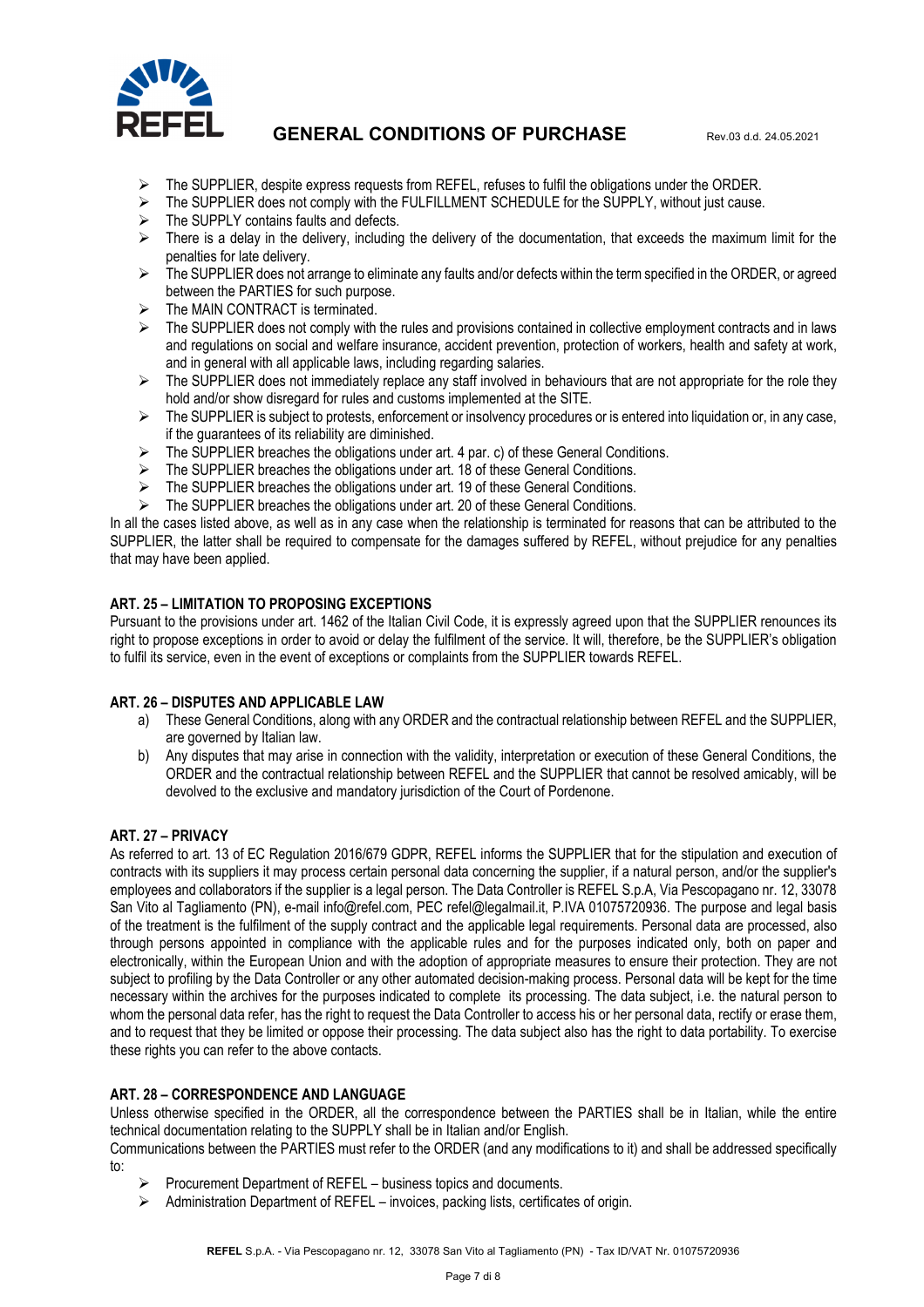- The SUPPLIER, despite express requests from REFEL, refuses to fulfil the obligations under the ORDER.
- The SUPPLIER does not comply with the FULFILLMENT SCHEDULE for the SUPPLY, without just cause.
- The SUPPLY contains faults and defects.
- There is a delay in the delivery, including the delivery of the documentation, that exceeds the maximum limit for the penalties for late delivery.
- The SUPPLIER does not arrange to eliminate any faults and/or defects within the term specified in the ORDER, or agreed between the PARTIES for such purpose.
- The MAIN CONTRACT is terminated.
- The SUPPLIER does not comply with the rules and provisions contained in collective employment contracts and in laws and regulations on social and welfare insurance, accident prevention, protection of workers, health and safety at work, and in general with all applicable laws, including regarding salaries.
- The SUPPLIER does not immediately replace any staff involved in behaviours that are not appropriate for the role they hold and/or show disregard for rules and customs implemented at the SITE.
- The SUPPLIER is subject to protests, enforcement or insolvency procedures or is entered into liquidation or, in any case, if the guarantees of its reliability are diminished.
- The SUPPLIER breaches the obligations under art. 4 par. c) of these General Conditions.
- The SUPPLIER breaches the obligations under art. 18 of these General Conditions.
- The SUPPLIER breaches the obligations under art. 19 of these General Conditions.
- The SUPPLIER breaches the obligations under art. 20 of these General Conditions.

In all the cases listed above, as well as in any case when the relationship is terminated for reasons that can be attributed to the SUPPLIER, the latter shall be required to compensate for the damages suffered by REFEL, without prejudice for any penalties that may have been applied.

### ART. 25 – LIMITATION TO PROPOSING EXCEPTIONS

Pursuant to the provisions under art. 1462 of the Italian Civil Code, it is expressly agreed upon that the SUPPLIER renounces its right to propose exceptions in order to avoid or delay the fulfilment of the service. It will, therefore, be the SUPPLIER's obligation to fulfil its service, even in the event of exceptions or complaints from the SUPPLIER towards REFEL.

### ART. 26 – DISPUTES AND APPLICABLE LAW

a) These General Conditions, along with any ORDER and the contractual relationship between REFEL and the SUPPLIER, are governed by Italian law.

b) Any disputes that may arise in connection with the validity, interpretation or execution of these General Conditions, the ORDER and the contractual relationship between REFEL and the SUPPLIER that cannot be resolved amicably, will be devolved to the exclusive and mandatory jurisdiction of the Court of Pordenone.

### ART. 27 – PRIVACY

As referred to art. 13 of EC Regulation 2016/679 GDPR, REFEL informs the SUPPLIER that for the stipulation and execution of contracts with its suppliers it may process certain personal data concerning the supplier, if a natural person, and/or the supplier's employees and collaborators if the supplier is a legal person. The Data Controller is REFEL S.p.A, Via Pescopagano nr. 12, 33078 San Vito al Tagliamento (PN), e-mail info@refel.com, PEC refel@legalmail.it, P.IVA 01075720936. The purpose and legal basis of the treatment is the fulfilment of the supply contract and the applicable legal requirements. Personal data are processed, also through persons appointed in compliance with the applicable rules and for the purposes indicated only, both on paper and electronically, within the European Union and with the adoption of appropriate measures to ensure their protection. They are not subject to profiling by the Data Controller or any other automated decision-making process. Personal data will be kept for the time necessary within the archives for the purposes indicated to complete its processing. The data subject, i.e. the natural person to whom the personal data refer, has the right to request the Data Controller to access his or her personal data, rectify or erase them, and to request that they be limited or oppose their processing. The data subject also has the right to data portability. To exercise these rights you can refer to the above contacts.

### ART. 28 – CORRESPONDENCE AND LANGUAGE

Unless otherwise specified in the ORDER, all the correspondence between the PARTIES shall be in Italian, while the entire technical documentation relating to the SUPPLY shall be in Italian and/or English.

Communications between the PARTIES must refer to the ORDER (and any modifications to it) and shall be addressed specifically to:

- Procurement Department of REFEL – business topics and documents.
- Administration Department of REFEL – invoices, packing lists, certificates of origin.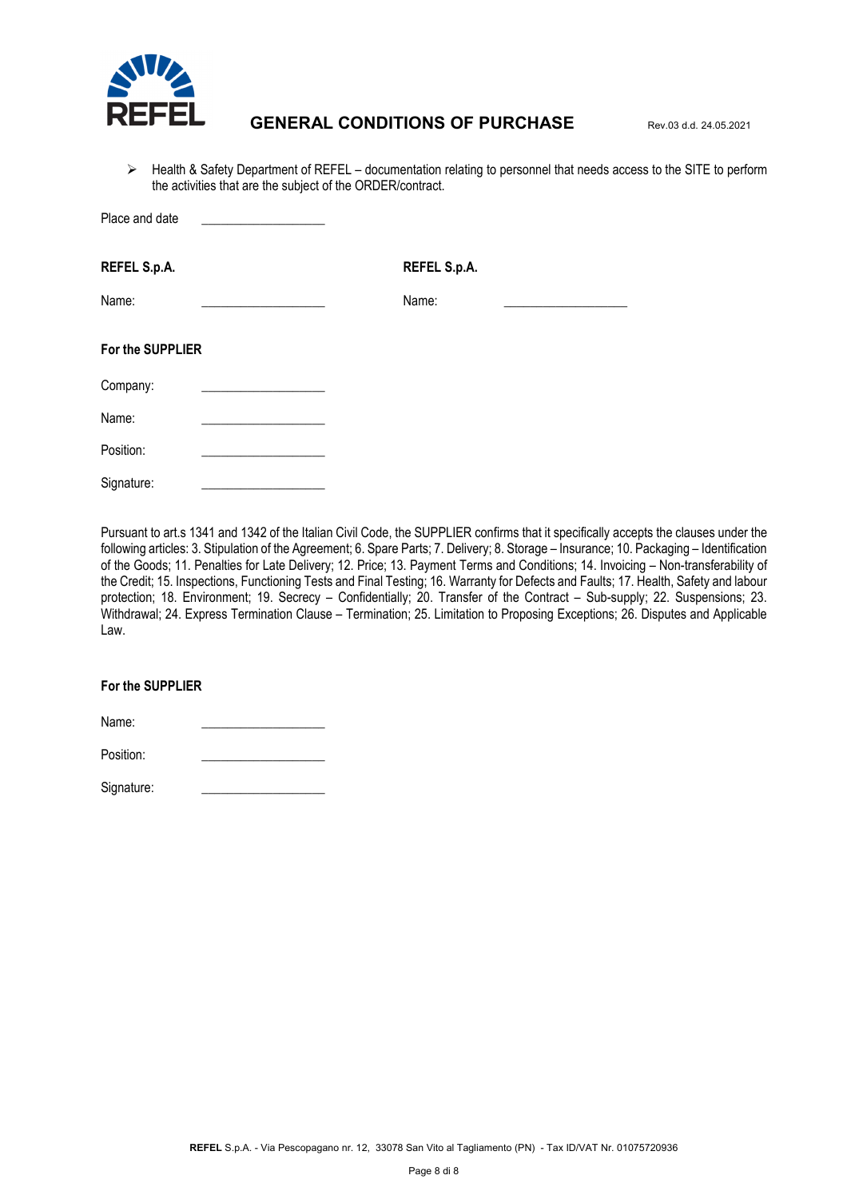- Health & Safety Department of REFEL – documentation relating to personnel that needs access to the SITE to perform the activities that are the subject of the ORDER/contract.

Place and date \_\_\_\_\_\_\_\_\_\_\_\_\_\_\_\_\_\_

**REFEL S.p.A.**

Name: \_\_\_\_\_\_\_\_\_\_\_\_\_\_\_\_\_\_

**REFEL S.p.A.**

Name: \_\_\_\_\_\_\_\_\_\_\_\_\_\_\_\_\_\_

**For the SUPPLIER**

Company: \_\_\_\_\_\_\_\_\_\_\_\_\_\_\_\_\_\_

Name: \_\_\_\_\_\_\_\_\_\_\_\_\_\_\_\_\_\_

Position: \_\_\_\_\_\_\_\_\_\_\_\_\_\_\_\_\_\_

Signature: \_\_\_\_\_\_\_\_\_\_\_\_\_\_\_\_\_\_

Pursuant to art.s 1341 and 1342 of the Italian Civil Code, the SUPPLIER confirms that it specifically accepts the clauses under the following articles: 3. Stipulation of the Agreement; 6. Spare Parts; 7. Delivery; 8. Storage – Insurance; 10. Packaging – Identification of the Goods; 11. Penalties for Late Delivery; 12. Price; 13. Payment Terms and Conditions; 14. Invoicing – Non-transferability of the Credit; 15. Inspections, Functioning Tests and Final Testing; 16. Warranty for Defects and Faults; 17. Health, Safety and labour protection; 18. Environment; 19. Secrecy – Confidentially; 20. Transfer of the Contract – Sub-supply; 22. Suspensions; 23. Withdrawal; 24. Express Termination Clause – Termination; 25. Limitation to Proposing Exceptions; 26. Disputes and Applicable Law.

**For the SUPPLIER**

Name: \_\_\_\_\_\_\_\_\_\_\_\_\_\_\_\_\_\_

Position: \_\_\_\_\_\_\_\_\_\_\_\_\_\_\_\_\_\_

Signature: \_\_\_\_\_\_\_\_\_\_\_\_\_\_\_\_\_\_